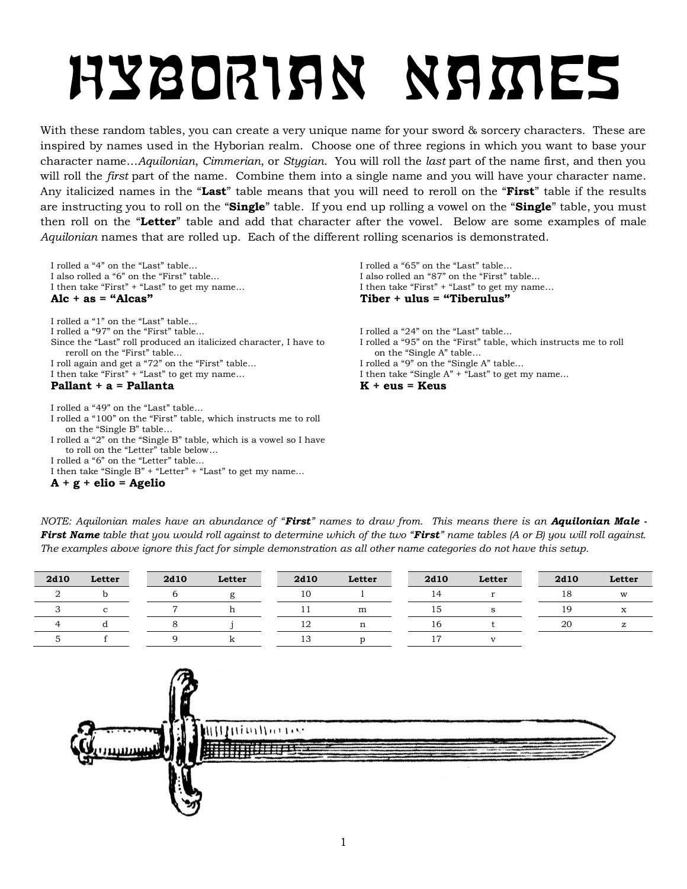# HYBORIAN NAMES

With these random tables, you can create a very unique name for your sword & sorcery characters. These are inspired by names used in the Hyborian realm. Choose one of three regions in which you want to base your character name…*Aquilonian*, *Cimmerian*, or *Stygian.* You will roll the *last* part of the name first, and then you will roll the *first* part of the name. Combine them into a single name and you will have your character name. Any italicized names in the "**Last**" table means that you will need to reroll on the "**First**" table if the results are instructing you to roll on the "**Single**" table. If you end up rolling a vowel on the "**Single**" table, you must then roll on the "**Letter**" table and add that character after the vowel. Below are some examples of male *Aquilonian* names that are rolled up. Each of the different rolling scenarios is demonstrated.

I rolled a "4" on the "Last" table…
I also rolled a "6" on the "First" table…
I then take "First" + "Last" to get my name…
**Alc + as = "Alcas"**

I rolled a "1" on the "Last" table…
I rolled a "97" on the "First" table…
Since the "Last" roll produced an italicized character, I have to reroll on the "First" table…
I roll again and get a "72" on the "First" table…
I then take "First" + "Last" to get my name…
**Pallant + a = Pallanta**

I rolled a "49" on the "Last" table…
I rolled a "100" on the "First" table, which instructs me to roll on the "Single B" table…
I rolled a "2" on the "Single B" table, which is a vowel so I have to roll on the "Letter" table below…
I rolled a "6" on the "Letter" table…
I then take "Single B" + "Letter" + "Last" to get my name…
**A + g + elio = Agelio**

I rolled a "65" on the "Last" table…
I also rolled an "87" on the "First" table…
I then take "First" + "Last" to get my name…
**Tiber + ulus = "Tiberulus"**

I rolled a "24" on the "Last" table…
I rolled a "95" on the "First" table, which instructs me to roll on the "Single A" table…
I rolled a "9" on the "Single A" table…
I then take "Single A" + "Last" to get my name…
**K + eus = Keus**

*NOTE: Aquilonian males have an abundance of "**First**" names to draw from. This means there is an **Aquilonian Male - First Name** table that you would roll against to determine which of the two "**First**" name tables (A or B) you will roll against. The examples above ignore this fact for simple demonstration as all other name categories do not have this setup.*

| 2d10 | Letter |
|---|---|
| 2 | b |
| 3 | c |
| 4 | d |
| 5 | f |
| 6 | g |
| 7 | h |
| 8 | j |
| 9 | k |
| 10 | l |
| 11 | m |
| 12 | n |
| 13 | p |
| 14 | r |
| 15 | s |
| 16 | t |
| 17 | v |
| 18 | w |
| 19 | x |
| 20 | z |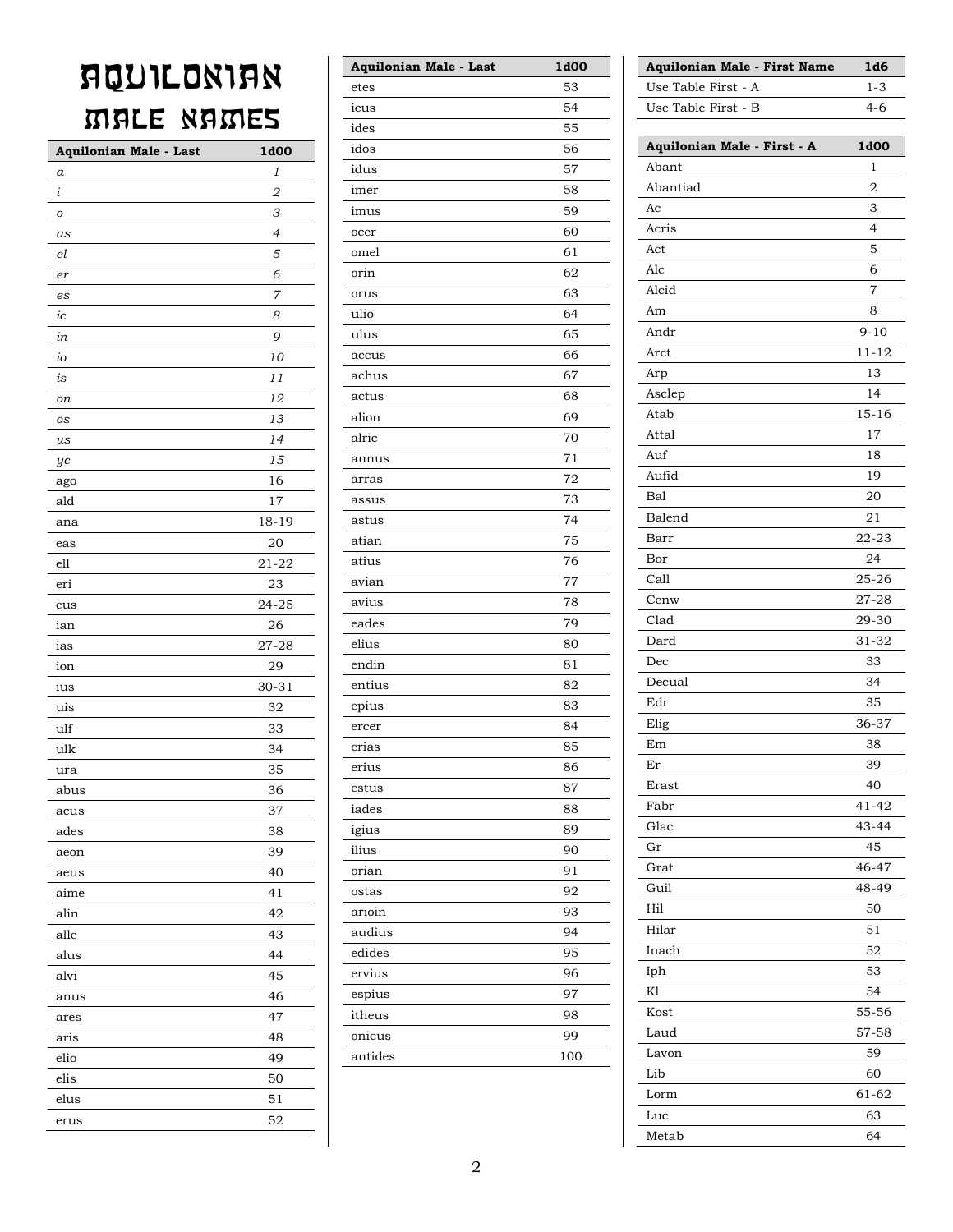# Aquilonian Male Names

| Aquilonian Male - Last | 1d00 |
|---|---|
| *a* | *1* |
| *i* | *2* |
| *o* | *3* |
| *as* | *4* |
| *el* | *5* |
| *er* | *6* |
| *es* | *7* |
| *ic* | *8* |
| *in* | *9* |
| *io* | *10* |
| *is* | *11* |
| *on* | *12* |
| *os* | *13* |
| *us* | *14* |
| *yc* | *15* |
| ago | 16 |
| ald | 17 |
| ana | 18-19 |
| eas | 20 |
| ell | 21-22 |
| eri | 23 |
| eus | 24-25 |
| ian | 26 |
| ias | 27-28 |
| ion | 29 |
| ius | 30-31 |
| uis | 32 |
| ulf | 33 |
| ulk | 34 |
| ura | 35 |
| abus | 36 |
| acus | 37 |
| ades | 38 |
| aeon | 39 |
| aeus | 40 |
| aime | 41 |
| alin | 42 |
| alle | 43 |
| alus | 44 |
| alvi | 45 |
| anus | 46 |
| ares | 47 |
| aris | 48 |
| elio | 49 |
| elis | 50 |
| elus | 51 |
| erus | 52 |
| etes | 53 |
| icus | 54 |
| ides | 55 |
| idos | 56 |
| idus | 57 |
| imer | 58 |
| imus | 59 |
| ocer | 60 |
| omel | 61 |
| orin | 62 |
| orus | 63 |
| ulio | 64 |
| ulus | 65 |
| accus | 66 |
| achus | 67 |
| actus | 68 |
| alion | 69 |
| alric | 70 |
| annus | 71 |
| arras | 72 |
| assus | 73 |
| astus | 74 |
| atian | 75 |
| atius | 76 |
| avian | 77 |
| avius | 78 |
| eades | 79 |
| elius | 80 |
| endin | 81 |
| entius | 82 |
| epius | 83 |
| ercer | 84 |
| erias | 85 |
| erius | 86 |
| estus | 87 |
| iades | 88 |
| igius | 89 |
| ilius | 90 |
| orian | 91 |
| ostas | 92 |
| arioin | 93 |
| audius | 94 |
| edides | 95 |
| ervius | 96 |
| espius | 97 |
| itheus | 98 |
| onicus | 99 |
| antides | 100 |

| Aquilonian Male - First Name | 1d6 |
|---|---|
| Use Table First - A | 1-3 |
| Use Table First - B | 4-6 |

| Aquilonian Male - First - A | 1d00 |
|---|---|
| Abant | 1 |
| Abantiad | 2 |
| Ac | 3 |
| Acris | 4 |
| Act | 5 |
| Alc | 6 |
| Alcid | 7 |
| Am | 8 |
| Andr | 9-10 |
| Arct | 11-12 |
| Arp | 13 |
| Asclep | 14 |
| Atab | 15-16 |
| Attal | 17 |
| Auf | 18 |
| Aufid | 19 |
| Bal | 20 |
| Balend | 21 |
| Barr | 22-23 |
| Bor | 24 |
| Call | 25-26 |
| Cenw | 27-28 |
| Clad | 29-30 |
| Dard | 31-32 |
| Dec | 33 |
| Decual | 34 |
| Edr | 35 |
| Elig | 36-37 |
| Em | 38 |
| Er | 39 |
| Erast | 40 |
| Fabr | 41-42 |
| Glac | 43-44 |
| Gr | 45 |
| Grat | 46-47 |
| Guil | 48-49 |
| Hil | 50 |
| Hilar | 51 |
| Inach | 52 |
| Iph | 53 |
| Kl | 54 |
| Kost | 55-56 |
| Laud | 57-58 |
| Lavon | 59 |
| Lib | 60 |
| Lorm | 61-62 |
| Luc | 63 |
| Metab | 64 |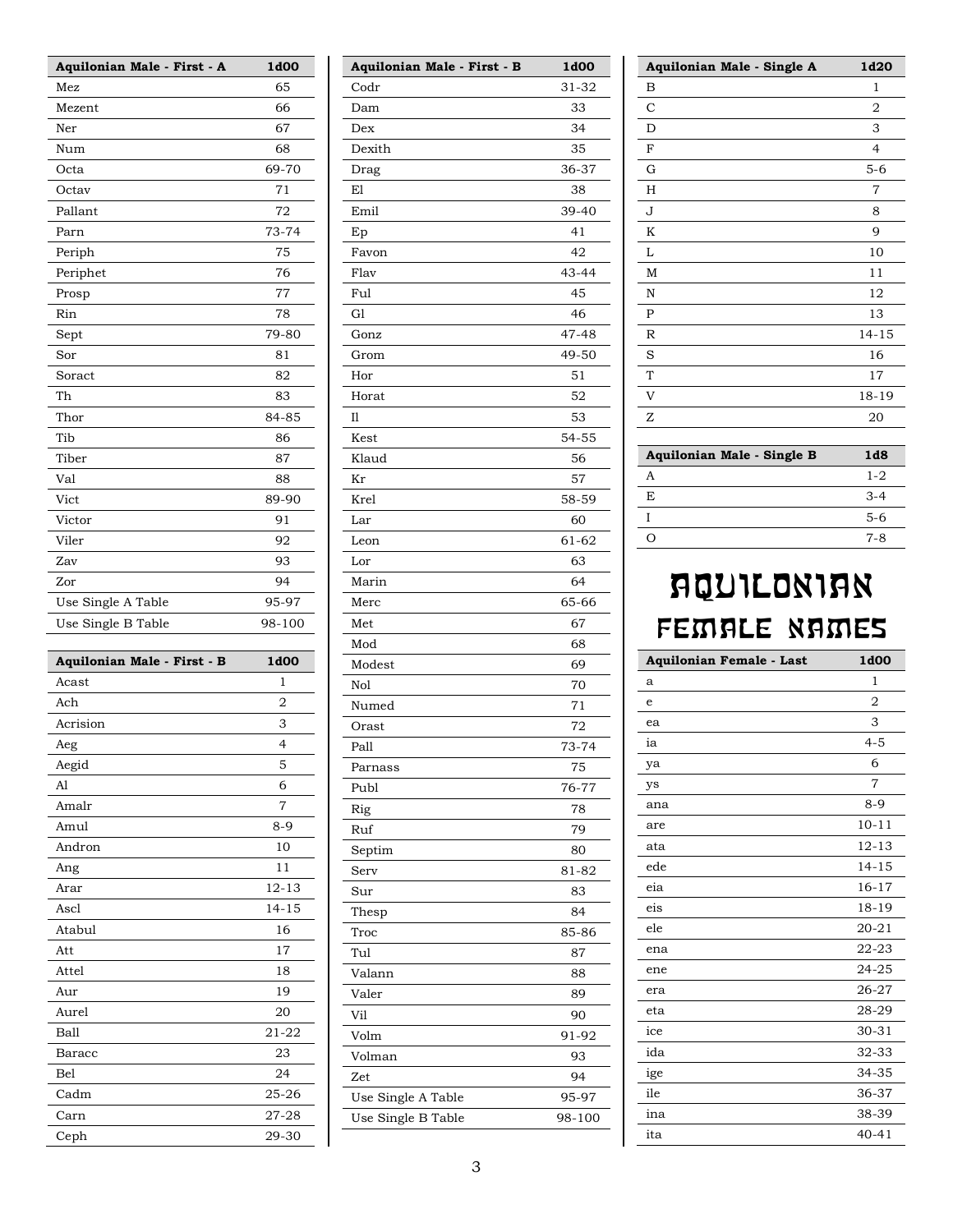| Aquilonian Male - First - A | 1d00 |
|---|---|
| Mez | 65 |
| Mezent | 66 |
| Ner | 67 |
| Num | 68 |
| Octa | 69-70 |
| Octav | 71 |
| Pallant | 72 |
| Parn | 73-74 |
| Periph | 75 |
| Periphet | 76 |
| Prosp | 77 |
| Rin | 78 |
| Sept | 79-80 |
| Sor | 81 |
| Soract | 82 |
| Th | 83 |
| Thor | 84-85 |
| Tib | 86 |
| Tiber | 87 |
| Val | 88 |
| Vict | 89-90 |
| Victor | 91 |
| Viler | 92 |
| Zav | 93 |
| Zor | 94 |
| Use Single A Table | 95-97 |
| Use Single B Table | 98-100 |

| Aquilonian Male - First - B | 1d00 |
|---|---|
| Acast | 1 |
| Ach | 2 |
| Acrision | 3 |
| Aeg | 4 |
| Aegid | 5 |
| Al | 6 |
| Amalr | 7 |
| Amul | 8-9 |
| Andron | 10 |
| Ang | 11 |
| Arar | 12-13 |
| Ascl | 14-15 |
| Atabul | 16 |
| Att | 17 |
| Attel | 18 |
| Aur | 19 |
| Aurel | 20 |
| Ball | 21-22 |
| Baracc | 23 |
| Bel | 24 |
| Cadm | 25-26 |
| Carn | 27-28 |
| Ceph | 29-30 |
| Codr | 31-32 |
| Dam | 33 |
| Dex | 34 |
| Dexith | 35 |
| Drag | 36-37 |
| El | 38 |
| Emil | 39-40 |
| Ep | 41 |
| Favon | 42 |
| Flav | 43-44 |
| Ful | 45 |
| Gl | 46 |
| Gonz | 47-48 |
| Grom | 49-50 |
| Hor | 51 |
| Horat | 52 |
| Il | 53 |
| Kest | 54-55 |
| Klaud | 56 |
| Kr | 57 |
| Krel | 58-59 |
| Lar | 60 |
| Leon | 61-62 |
| Lor | 63 |
| Marin | 64 |
| Merc | 65-66 |
| Met | 67 |
| Mod | 68 |
| Modest | 69 |
| Nol | 70 |
| Numed | 71 |
| Orast | 72 |
| Pall | 73-74 |
| Parnass | 75 |
| Publ | 76-77 |
| Rig | 78 |
| Ruf | 79 |
| Septim | 80 |
| Serv | 81-82 |
| Sur | 83 |
| Thesp | 84 |
| Troc | 85-86 |
| Tul | 87 |
| Valann | 88 |
| Valer | 89 |
| Vil | 90 |
| Volm | 91-92 |
| Volman | 93 |
| Zet | 94 |
| Use Single A Table | 95-97 |
| Use Single B Table | 98-100 |

| Aquilonian Male - Single A | 1d20 |
|---|---|
| B | 1 |
| C | 2 |
| D | 3 |
| F | 4 |
| G | 5-6 |
| H | 7 |
| J | 8 |
| K | 9 |
| L | 10 |
| M | 11 |
| N | 12 |
| P | 13 |
| R | 14-15 |
| S | 16 |
| T | 17 |
| V | 18-19 |
| Z | 20 |

| Aquilonian Male - Single B | 1d8 |
|---|---|
| A | 1-2 |
| E | 3-4 |
| I | 5-6 |
| O | 7-8 |

# Aquilonian Female Names

| Aquilonian Female - Last | 1d00 |
|---|---|
| a | 1 |
| e | 2 |
| ea | 3 |
| ia | 4-5 |
| ya | 6 |
| ys | 7 |
| ana | 8-9 |
| are | 10-11 |
| ata | 12-13 |
| ede | 14-15 |
| eia | 16-17 |
| eis | 18-19 |
| ele | 20-21 |
| ena | 22-23 |
| ene | 24-25 |
| era | 26-27 |
| eta | 28-29 |
| ice | 30-31 |
| ida | 32-33 |
| ige | 34-35 |
| ile | 36-37 |
| ina | 38-39 |
| ita | 40-41 |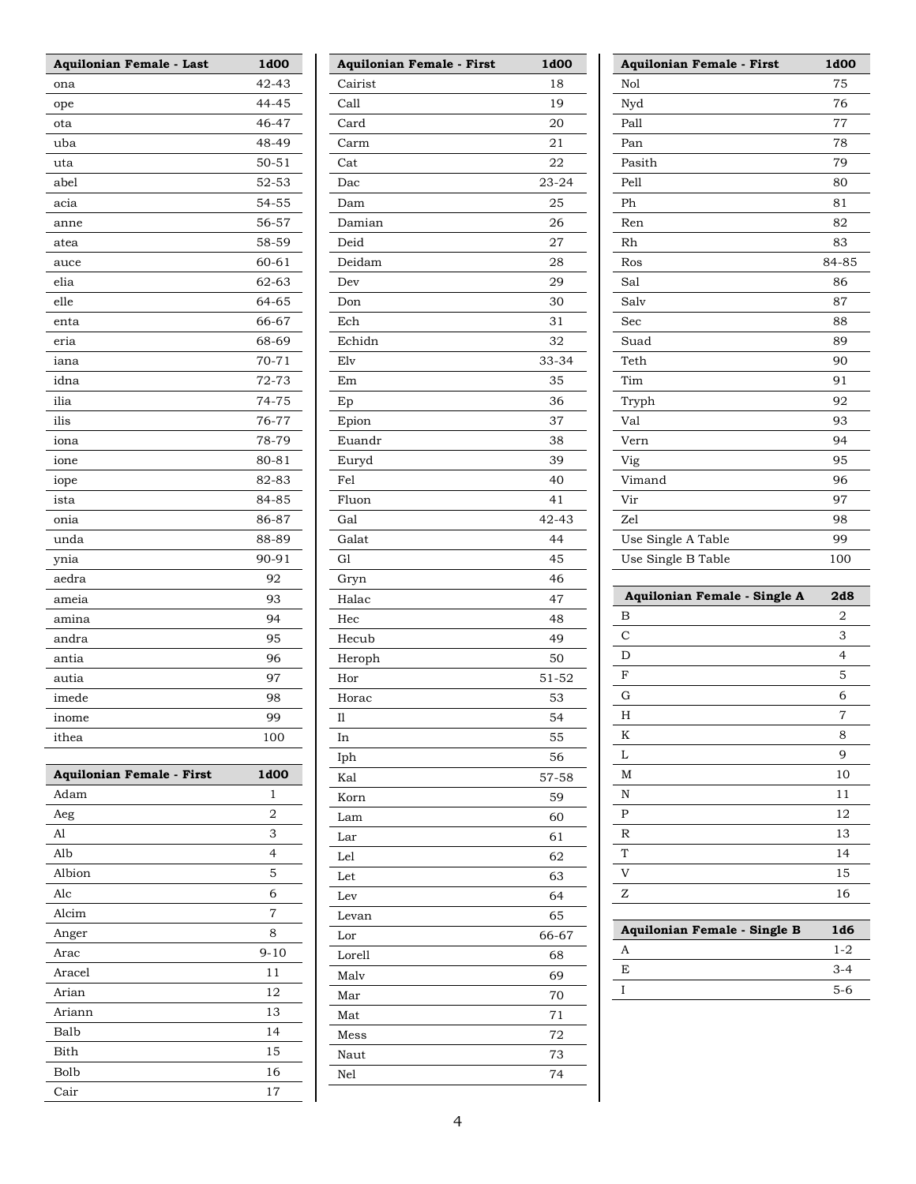| Aquilonian Female - Last | 1d00 |
| --- | --- |
| ona | 42-43 |
| ope | 44-45 |
| ota | 46-47 |
| uba | 48-49 |
| uta | 50-51 |
| abel | 52-53 |
| acia | 54-55 |
| anne | 56-57 |
| atea | 58-59 |
| auce | 60-61 |
| elia | 62-63 |
| elle | 64-65 |
| enta | 66-67 |
| eria | 68-69 |
| iana | 70-71 |
| idna | 72-73 |
| ilia | 74-75 |
| ilis | 76-77 |
| iona | 78-79 |
| ione | 80-81 |
| iope | 82-83 |
| ista | 84-85 |
| onia | 86-87 |
| unda | 88-89 |
| ynia | 90-91 |
| aedra | 92 |
| ameia | 93 |
| amina | 94 |
| andra | 95 |
| antia | 96 |
| autia | 97 |
| imede | 98 |
| inome | 99 |
| ithea | 100 |

| Aquilonian Female - First | 1d00 |
| --- | --- |
| Adam | 1 |
| Aeg | 2 |
| Al | 3 |
| Alb | 4 |
| Albion | 5 |
| Alc | 6 |
| Alcim | 7 |
| Anger | 8 |
| Arac | 9-10 |
| Aracel | 11 |
| Arian | 12 |
| Ariann | 13 |
| Balb | 14 |
| Bith | 15 |
| Bolb | 16 |
| Cair | 17 |
| Cairist | 18 |
| Call | 19 |
| Card | 20 |
| Carm | 21 |
| Cat | 22 |
| Dac | 23-24 |
| Dam | 25 |
| Damian | 26 |
| Deid | 27 |
| Deidam | 28 |
| Dev | 29 |
| Don | 30 |
| Ech | 31 |
| Echidn | 32 |
| Elv | 33-34 |
| Em | 35 |
| Ep | 36 |
| Epion | 37 |
| Euandr | 38 |
| Euryd | 39 |
| Fel | 40 |
| Fluon | 41 |
| Gal | 42-43 |
| Galat | 44 |
| Gl | 45 |
| Gryn | 46 |
| Halac | 47 |
| Hec | 48 |
| Hecub | 49 |
| Heroph | 50 |
| Hor | 51-52 |
| Horac | 53 |
| Il | 54 |
| In | 55 |
| Iph | 56 |
| Kal | 57-58 |
| Korn | 59 |
| Lam | 60 |
| Lar | 61 |
| Lel | 62 |
| Let | 63 |
| Lev | 64 |
| Levan | 65 |
| Lor | 66-67 |
| Lorell | 68 |
| Malv | 69 |
| Mar | 70 |
| Mat | 71 |
| Mess | 72 |
| Naut | 73 |
| Nel | 74 |
| Nol | 75 |
| Nyd | 76 |
| Pall | 77 |
| Pan | 78 |
| Pasith | 79 |
| Pell | 80 |
| Ph | 81 |
| Ren | 82 |
| Rh | 83 |
| Ros | 84-85 |
| Sal | 86 |
| Salv | 87 |
| Sec | 88 |
| Suad | 89 |
| Teth | 90 |
| Tim | 91 |
| Tryph | 92 |
| Val | 93 |
| Vern | 94 |
| Vig | 95 |
| Vimand | 96 |
| Vir | 97 |
| Zel | 98 |
| Use Single A Table | 99 |
| Use Single B Table | 100 |

| Aquilonian Female - Single A | 2d8 |
| --- | --- |
| B | 2 |
| C | 3 |
| D | 4 |
| F | 5 |
| G | 6 |
| H | 7 |
| K | 8 |
| L | 9 |
| M | 10 |
| N | 11 |
| P | 12 |
| R | 13 |
| T | 14 |
| V | 15 |
| Z | 16 |

| Aquilonian Female - Single B | 1d6 |
| --- | --- |
| A | 1-2 |
| E | 3-4 |
| I | 5-6 |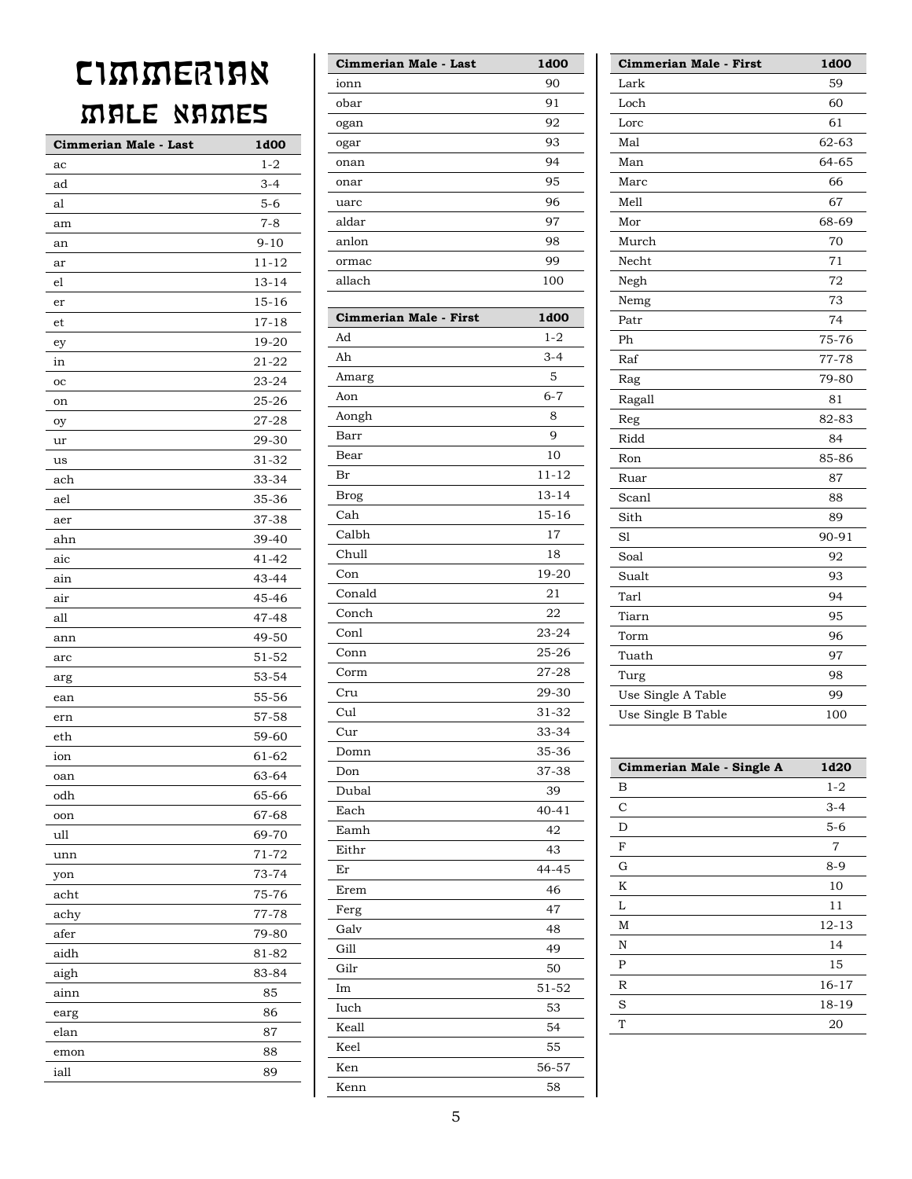# Cimmerian Male Names

| Cimmerian Male - Last | 1d00 |
|---|---|
| ac | 1-2 |
| ad | 3-4 |
| al | 5-6 |
| am | 7-8 |
| an | 9-10 |
| ar | 11-12 |
| el | 13-14 |
| er | 15-16 |
| et | 17-18 |
| ey | 19-20 |
| in | 21-22 |
| oc | 23-24 |
| on | 25-26 |
| oy | 27-28 |
| ur | 29-30 |
| us | 31-32 |
| ach | 33-34 |
| ael | 35-36 |
| aer | 37-38 |
| ahn | 39-40 |
| aic | 41-42 |
| ain | 43-44 |
| air | 45-46 |
| all | 47-48 |
| ann | 49-50 |
| arc | 51-52 |
| arg | 53-54 |
| ean | 55-56 |
| ern | 57-58 |
| eth | 59-60 |
| ion | 61-62 |
| oan | 63-64 |
| odh | 65-66 |
| oon | 67-68 |
| ull | 69-70 |
| unn | 71-72 |
| yon | 73-74 |
| acht | 75-76 |
| achy | 77-78 |
| afer | 79-80 |
| aidh | 81-82 |
| aigh | 83-84 |
| ainn | 85 |
| earg | 86 |
| elan | 87 |
| emon | 88 |
| iall | 89 |
| ionn | 90 |
| obar | 91 |
| ogan | 92 |
| ogar | 93 |
| onan | 94 |
| onar | 95 |
| uarc | 96 |
| aldar | 97 |
| anlon | 98 |
| ormac | 99 |
| allach | 100 |

| Cimmerian Male - First | 1d00 |
|---|---|
| Ad | 1-2 |
| Ah | 3-4 |
| Amarg | 5 |
| Aon | 6-7 |
| Aongh | 8 |
| Barr | 9 |
| Bear | 10 |
| Br | 11-12 |
| Brog | 13-14 |
| Cah | 15-16 |
| Calbh | 17 |
| Chull | 18 |
| Con | 19-20 |
| Conald | 21 |
| Conch | 22 |
| Conl | 23-24 |
| Conn | 25-26 |
| Corm | 27-28 |
| Cru | 29-30 |
| Cul | 31-32 |
| Cur | 33-34 |
| Domn | 35-36 |
| Don | 37-38 |
| Dubal | 39 |
| Each | 40-41 |
| Eamh | 42 |
| Eithr | 43 |
| Er | 44-45 |
| Erem | 46 |
| Ferg | 47 |
| Galv | 48 |
| Gill | 49 |
| Gilr | 50 |
| Im | 51-52 |
| Iuch | 53 |
| Keall | 54 |
| Keel | 55 |
| Ken | 56-57 |
| Kenn | 58 |
| Lark | 59 |
| Loch | 60 |
| Lorc | 61 |
| Mal | 62-63 |
| Man | 64-65 |
| Marc | 66 |
| Mell | 67 |
| Mor | 68-69 |
| Murch | 70 |
| Necht | 71 |
| Negh | 72 |
| Nemg | 73 |
| Patr | 74 |
| Ph | 75-76 |
| Raf | 77-78 |
| Rag | 79-80 |
| Ragall | 81 |
| Reg | 82-83 |
| Ridd | 84 |
| Ron | 85-86 |
| Ruar | 87 |
| Scanl | 88 |
| Sith | 89 |
| Sl | 90-91 |
| Soal | 92 |
| Sualt | 93 |
| Tarl | 94 |
| Tiarn | 95 |
| Torm | 96 |
| Tuath | 97 |
| Turg | 98 |
| Use Single A Table | 99 |
| Use Single B Table | 100 |

| Cimmerian Male - Single A | 1d20 |
|---|---|
| B | 1-2 |
| C | 3-4 |
| D | 5-6 |
| F | 7 |
| G | 8-9 |
| K | 10 |
| L | 11 |
| M | 12-13 |
| N | 14 |
| P | 15 |
| R | 16-17 |
| S | 18-19 |
| T | 20 |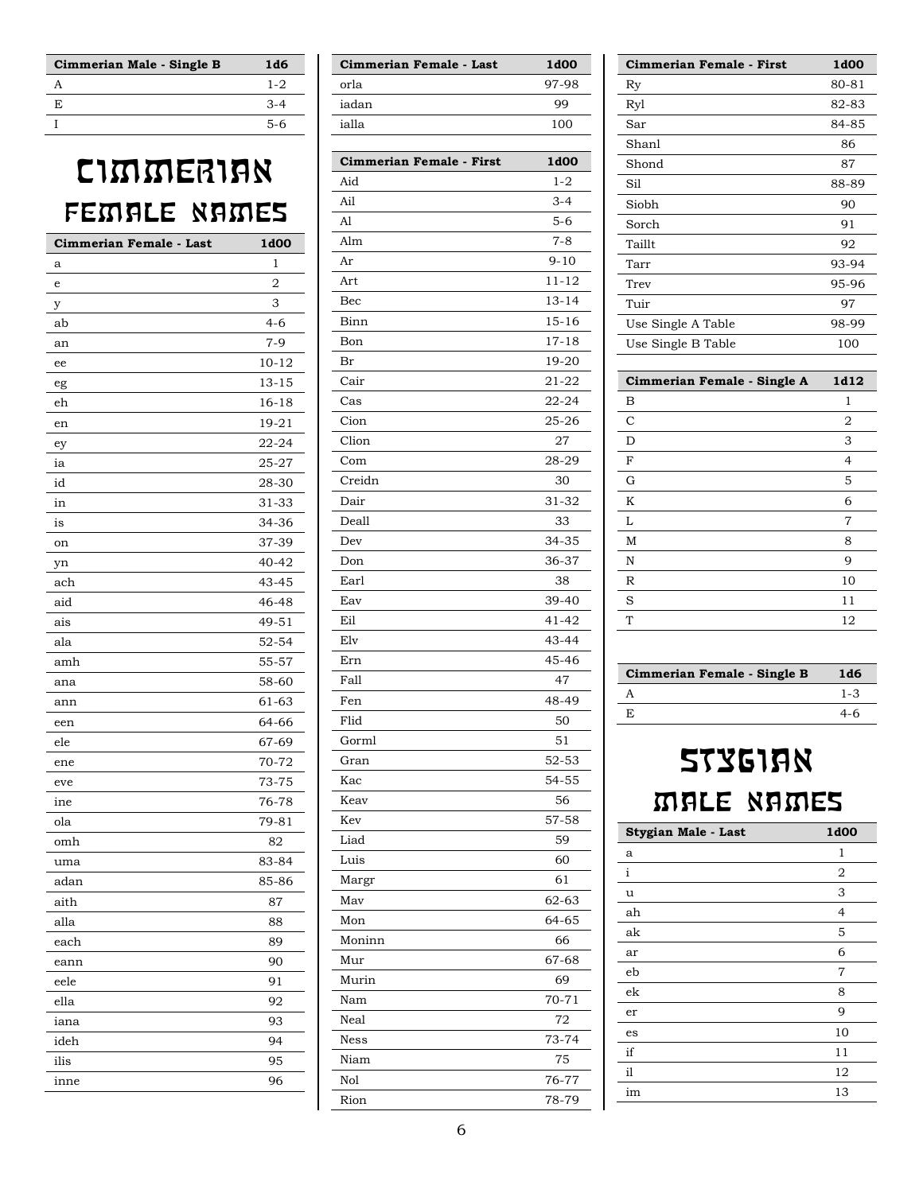| Cimmerian Male - Single B | 1d6 |
|---|---|
| A | 1-2 |
| E | 3-4 |
| I | 5-6 |

# Cimmerian Female Names

| Cimmerian Female - Last | 1d00 |
|---|---|
| a | 1 |
| e | 2 |
| y | 3 |
| ab | 4-6 |
| an | 7-9 |
| ee | 10-12 |
| eg | 13-15 |
| eh | 16-18 |
| en | 19-21 |
| ey | 22-24 |
| ia | 25-27 |
| id | 28-30 |
| in | 31-33 |
| is | 34-36 |
| on | 37-39 |
| yn | 40-42 |
| ach | 43-45 |
| aid | 46-48 |
| ais | 49-51 |
| ala | 52-54 |
| amh | 55-57 |
| ana | 58-60 |
| ann | 61-63 |
| een | 64-66 |
| ele | 67-69 |
| ene | 70-72 |
| eve | 73-75 |
| ine | 76-78 |
| ola | 79-81 |
| omh | 82 |
| uma | 83-84 |
| adan | 85-86 |
| aith | 87 |
| alla | 88 |
| each | 89 |
| eann | 90 |
| eele | 91 |
| ella | 92 |
| iana | 93 |
| ideh | 94 |
| ilis | 95 |
| inne | 96 |
| orla | 97-98 |
| iadan | 99 |
| ialla | 100 |

| Cimmerian Female - First | 1d00 |
|---|---|
| Aid | 1-2 |
| Ail | 3-4 |
| Al | 5-6 |
| Alm | 7-8 |
| Ar | 9-10 |
| Art | 11-12 |
| Bec | 13-14 |
| Binn | 15-16 |
| Bon | 17-18 |
| Br | 19-20 |
| Cair | 21-22 |
| Cas | 22-24 |
| Cion | 25-26 |
| Clion | 27 |
| Com | 28-29 |
| Creidn | 30 |
| Dair | 31-32 |
| Deall | 33 |
| Dev | 34-35 |
| Don | 36-37 |
| Earl | 38 |
| Eav | 39-40 |
| Eil | 41-42 |
| Elv | 43-44 |
| Ern | 45-46 |
| Fall | 47 |
| Fen | 48-49 |
| Flid | 50 |
| Gorml | 51 |
| Gran | 52-53 |
| Kac | 54-55 |
| Keav | 56 |
| Kev | 57-58 |
| Liad | 59 |
| Luis | 60 |
| Margr | 61 |
| Mav | 62-63 |
| Mon | 64-65 |
| Moninn | 66 |
| Mur | 67-68 |
| Murin | 69 |
| Nam | 70-71 |
| Neal | 72 |
| Ness | 73-74 |
| Niam | 75 |
| Nol | 76-77 |
| Rion | 78-79 |
| Ry | 80-81 |
| Ryl | 82-83 |
| Sar | 84-85 |
| Shanl | 86 |
| Shond | 87 |
| Sil | 88-89 |
| Siobh | 90 |
| Sorch | 91 |
| Taillt | 92 |
| Tarr | 93-94 |
| Trev | 95-96 |
| Tuir | 97 |
| Use Single A Table | 98-99 |
| Use Single B Table | 100 |

| Cimmerian Female - Single A | 1d12 |
|---|---|
| B | 1 |
| C | 2 |
| D | 3 |
| F | 4 |
| G | 5 |
| K | 6 |
| L | 7 |
| M | 8 |
| N | 9 |
| R | 10 |
| S | 11 |
| T | 12 |

| Cimmerian Female - Single B | 1d6 |
|---|---|
| A | 1-3 |
| E | 4-6 |

# Stygian Male Names

| Stygian Male - Last | 1d00 |
|---|---|
| a | 1 |
| i | 2 |
| u | 3 |
| ah | 4 |
| ak | 5 |
| ar | 6 |
| eb | 7 |
| ek | 8 |
| er | 9 |
| es | 10 |
| if | 11 |
| il | 12 |
| im | 13 |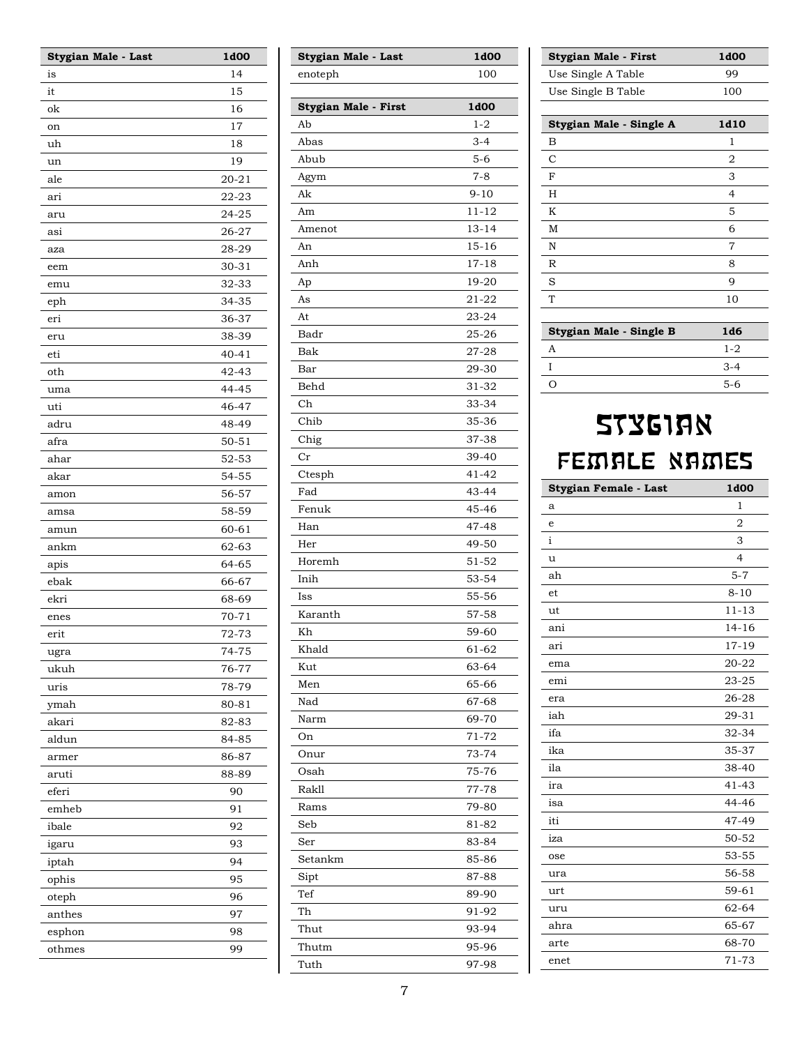| Stygian Male - Last | 1d00 |
|---|---|
| is | 14 |
| it | 15 |
| ok | 16 |
| on | 17 |
| uh | 18 |
| un | 19 |
| ale | 20-21 |
| ari | 22-23 |
| aru | 24-25 |
| asi | 26-27 |
| aza | 28-29 |
| eem | 30-31 |
| emu | 32-33 |
| eph | 34-35 |
| eri | 36-37 |
| eru | 38-39 |
| eti | 40-41 |
| oth | 42-43 |
| uma | 44-45 |
| uti | 46-47 |
| adru | 48-49 |
| afra | 50-51 |
| ahar | 52-53 |
| akar | 54-55 |
| amon | 56-57 |
| amsa | 58-59 |
| amun | 60-61 |
| ankm | 62-63 |
| apis | 64-65 |
| ebak | 66-67 |
| ekri | 68-69 |
| enes | 70-71 |
| erit | 72-73 |
| ugra | 74-75 |
| ukuh | 76-77 |
| uris | 78-79 |
| ymah | 80-81 |
| akari | 82-83 |
| aldun | 84-85 |
| armer | 86-87 |
| aruti | 88-89 |
| eferi | 90 |
| emheb | 91 |
| ibale | 92 |
| igaru | 93 |
| iptah | 94 |
| ophis | 95 |
| oteph | 96 |
| anthes | 97 |
| esphon | 98 |
| othmes | 99 |
| enoteph | 100 |

| Stygian Male - First | 1d00 |
|---|---|
| Ab | 1-2 |
| Abas | 3-4 |
| Abub | 5-6 |
| Agym | 7-8 |
| Ak | 9-10 |
| Am | 11-12 |
| Amenot | 13-14 |
| An | 15-16 |
| Anh | 17-18 |
| Ap | 19-20 |
| As | 21-22 |
| At | 23-24 |
| Badr | 25-26 |
| Bak | 27-28 |
| Bar | 29-30 |
| Behd | 31-32 |
| Ch | 33-34 |
| Chib | 35-36 |
| Chig | 37-38 |
| Cr | 39-40 |
| Ctesph | 41-42 |
| Fad | 43-44 |
| Fenuk | 45-46 |
| Han | 47-48 |
| Her | 49-50 |
| Horemh | 51-52 |
| Inih | 53-54 |
| Iss | 55-56 |
| Karanth | 57-58 |
| Kh | 59-60 |
| Khald | 61-62 |
| Kut | 63-64 |
| Men | 65-66 |
| Nad | 67-68 |
| Narm | 69-70 |
| On | 71-72 |
| Onur | 73-74 |
| Osah | 75-76 |
| Rakll | 77-78 |
| Rams | 79-80 |
| Seb | 81-82 |
| Ser | 83-84 |
| Setankm | 85-86 |
| Sipt | 87-88 |
| Tef | 89-90 |
| Th | 91-92 |
| Thut | 93-94 |
| Thutm | 95-96 |
| Tuth | 97-98 |
| Use Single A Table | 99 |
| Use Single B Table | 100 |

| Stygian Male - Single A | 1d10 |
|---|---|
| B | 1 |
| C | 2 |
| F | 3 |
| H | 4 |
| K | 5 |
| M | 6 |
| N | 7 |
| R | 8 |
| S | 9 |
| T | 10 |

| Stygian Male - Single B | 1d6 |
|---|---|
| A | 1-2 |
| I | 3-4 |
| O | 5-6 |

# Stygian Female Names

| Stygian Female - Last | 1d00 |
|---|---|
| a | 1 |
| e | 2 |
| i | 3 |
| u | 4 |
| ah | 5-7 |
| et | 8-10 |
| ut | 11-13 |
| ani | 14-16 |
| ari | 17-19 |
| ema | 20-22 |
| emi | 23-25 |
| era | 26-28 |
| iah | 29-31 |
| ifa | 32-34 |
| ika | 35-37 |
| ila | 38-40 |
| ira | 41-43 |
| isa | 44-46 |
| iti | 47-49 |
| iza | 50-52 |
| ose | 53-55 |
| ura | 56-58 |
| urt | 59-61 |
| uru | 62-64 |
| ahra | 65-67 |
| arte | 68-70 |
| enet | 71-73 |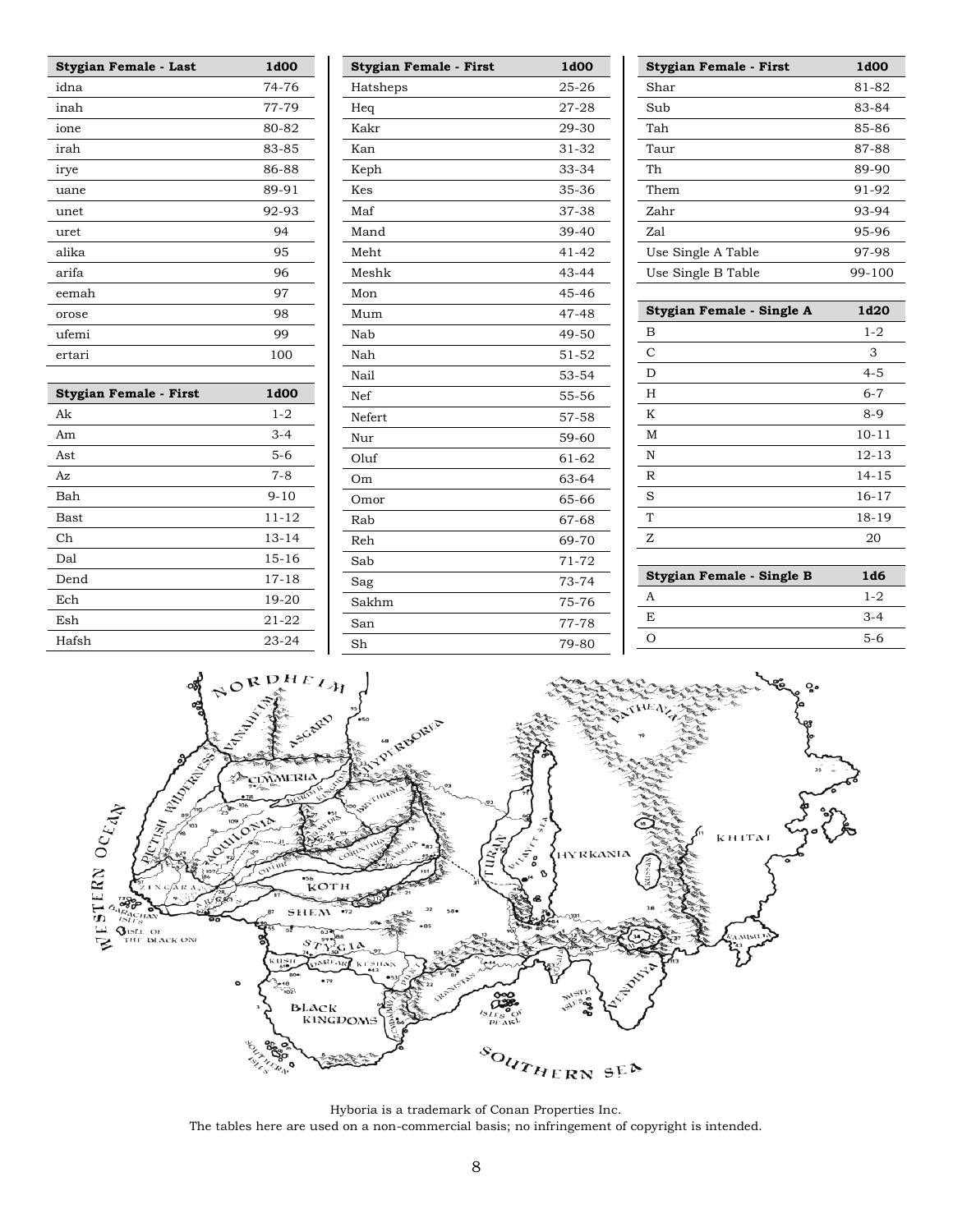| Stygian Female - Last | 1d00 |
| --- | --- |
| idna | 74-76 |
| inah | 77-79 |
| ione | 80-82 |
| irah | 83-85 |
| irye | 86-88 |
| uane | 89-91 |
| unet | 92-93 |
| uret | 94 |
| alika | 95 |
| arifa | 96 |
| eemah | 97 |
| orose | 98 |
| ufemi | 99 |
| ertari | 100 |

| Stygian Female - First | 1d00 |
| --- | --- |
| Ak | 1-2 |
| Am | 3-4 |
| Ast | 5-6 |
| Az | 7-8 |
| Bah | 9-10 |
| Bast | 11-12 |
| Ch | 13-14 |
| Dal | 15-16 |
| Dend | 17-18 |
| Ech | 19-20 |
| Esh | 21-22 |
| Hafsh | 23-24 |
| Hatsheps | 25-26 |
| Heq | 27-28 |
| Kakr | 29-30 |
| Kan | 31-32 |
| Keph | 33-34 |
| Kes | 35-36 |
| Maf | 37-38 |
| Mand | 39-40 |
| Meht | 41-42 |
| Meshk | 43-44 |
| Mon | 45-46 |
| Mum | 47-48 |
| Nab | 49-50 |
| Nah | 51-52 |
| Nail | 53-54 |
| Nef | 55-56 |
| Nefert | 57-58 |
| Nur | 59-60 |
| Oluf | 61-62 |
| Om | 63-64 |
| Omor | 65-66 |
| Rab | 67-68 |
| Reh | 69-70 |
| Sab | 71-72 |
| Sag | 73-74 |
| Sakhm | 75-76 |
| San | 77-78 |
| Sh | 79-80 |
| Shar | 81-82 |
| Sub | 83-84 |
| Tah | 85-86 |
| Taur | 87-88 |
| Th | 89-90 |
| Them | 91-92 |
| Zahr | 93-94 |
| Zal | 95-96 |
| Use Single A Table | 97-98 |
| Use Single B Table | 99-100 |

| Stygian Female - Single A | 1d20 |
| --- | --- |
| B | 1-2 |
| C | 3 |
| D | 4-5 |
| H | 6-7 |
| K | 8-9 |
| M | 10-11 |
| N | 12-13 |
| R | 14-15 |
| S | 16-17 |
| T | 18-19 |
| Z | 20 |

| Stygian Female - Single B | 1d6 |
| --- | --- |
| A | 1-2 |
| E | 3-4 |
| O | 5-6 |

Hyboria is a trademark of Conan Properties Inc.
The tables here are used on a non-commercial basis; no infringement of copyright is intended.